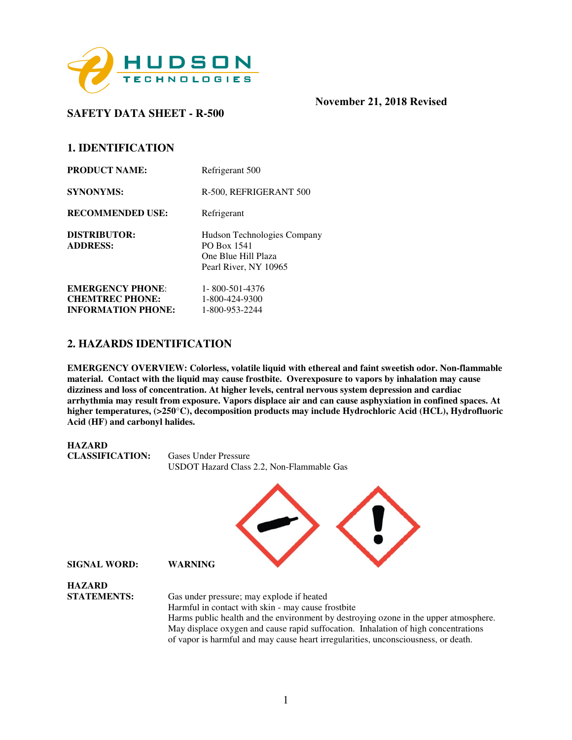November 21, 2018 Revised

## SAFETY DATA SHEET - R-500

## 1. IDENTIFICATION

**PRODUCT NAME:** Refrigerant 500

**SYNONYMS:** R-500, REFRIGERANT 500

**RECOMMENDED USE:** Refrigerant

**DISTRIBUTOR:** Hudson Technologies Company
**ADDRESS:** PO Box 1541
One Blue Hill Plaza
Pearl River, NY 10965

**EMERGENCY PHONE:** 1- 800-501-4376
**CHEMTREC PHONE:** 1-800-424-9300
**INFORMATION PHONE:** 1-800-953-2244

## 2. HAZARDS IDENTIFICATION

**EMERGENCY OVERVIEW: Colorless, volatile liquid with ethereal and faint sweetish odor. Non-flammable material. Contact with the liquid may cause frostbite. Overexposure to vapors by inhalation may cause dizziness and loss of concentration. At higher levels, central nervous system depression and cardiac arrhythmia may result from exposure. Vapors displace air and can cause asphyxiation in confined spaces. At higher temperatures, (>250°C), decomposition products may include Hydrochloric Acid (HCL), Hydrofluoric Acid (HF) and carbonyl halides.**

**HAZARD CLASSIFICATION:** Gases Under Pressure
USDOT Hazard Class 2.2, Non-Flammable Gas

**SIGNAL WORD:** **WARNING**

**HAZARD STATEMENTS:** Gas under pressure; may explode if heated
Harmful in contact with skin - may cause frostbite
Harms public health and the environment by destroying ozone in the upper atmosphere.
May displace oxygen and cause rapid suffocation. Inhalation of high concentrations of vapor is harmful and may cause heart irregularities, unconsciousness, or death.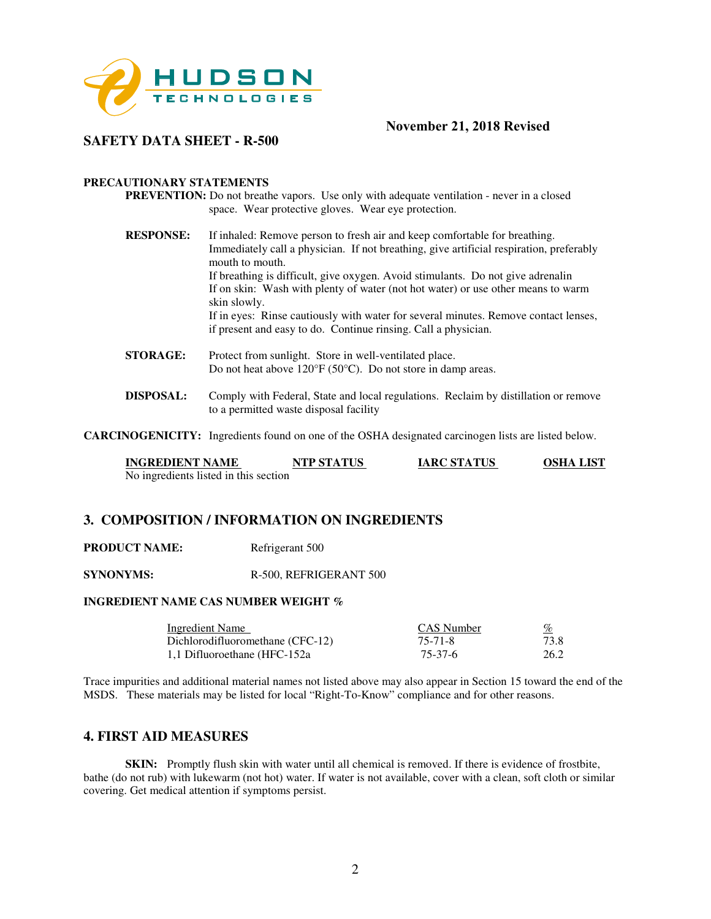**November 21, 2018 Revised**

**SAFETY DATA SHEET - R-500**

**PRECAUTIONARY STATEMENTS**

**PREVENTION:** Do not breathe vapors. Use only with adequate ventilation - never in a closed space. Wear protective gloves. Wear eye protection.

**RESPONSE:** If inhaled: Remove person to fresh air and keep comfortable for breathing. Immediately call a physician. If not breathing, give artificial respiration, preferably mouth to mouth.
If breathing is difficult, give oxygen. Avoid stimulants. Do not give adrenalin
If on skin: Wash with plenty of water (not hot water) or use other means to warm skin slowly.
If in eyes: Rinse cautiously with water for several minutes. Remove contact lenses, if present and easy to do. Continue rinsing. Call a physician.

**STORAGE:** Protect from sunlight. Store in well-ventilated place.
Do not heat above 120°F (50°C). Do not store in damp areas.

**DISPOSAL:** Comply with Federal, State and local regulations. Reclaim by distillation or remove to a permitted waste disposal facility

**CARCINOGENICITY:** Ingredients found on one of the OSHA designated carcinogen lists are listed below.

| INGREDIENT NAME | NTP STATUS | IARC STATUS | OSHA LIST |
|---|---|---|---|
| No ingredients listed in this section | | | |

## 3. COMPOSITION / INFORMATION ON INGREDIENTS

**PRODUCT NAME:** Refrigerant 500

**SYNONYMS:** R-500, REFRIGERANT 500

**INGREDIENT NAME CAS NUMBER WEIGHT %**

| Ingredient Name | CAS Number | % |
|---|---|---|
| Dichlorodifluoromethane (CFC-12) | 75-71-8 | 73.8 |
| 1,1 Difluoroethane (HFC-152a | 75-37-6 | 26.2 |

Trace impurities and additional material names not listed above may also appear in Section 15 toward the end of the MSDS. These materials may be listed for local "Right-To-Know" compliance and for other reasons.

## 4. FIRST AID MEASURES

**SKIN:** Promptly flush skin with water until all chemical is removed. If there is evidence of frostbite, bathe (do not rub) with lukewarm (not hot) water. If water is not available, cover with a clean, soft cloth or similar covering. Get medical attention if symptoms persist.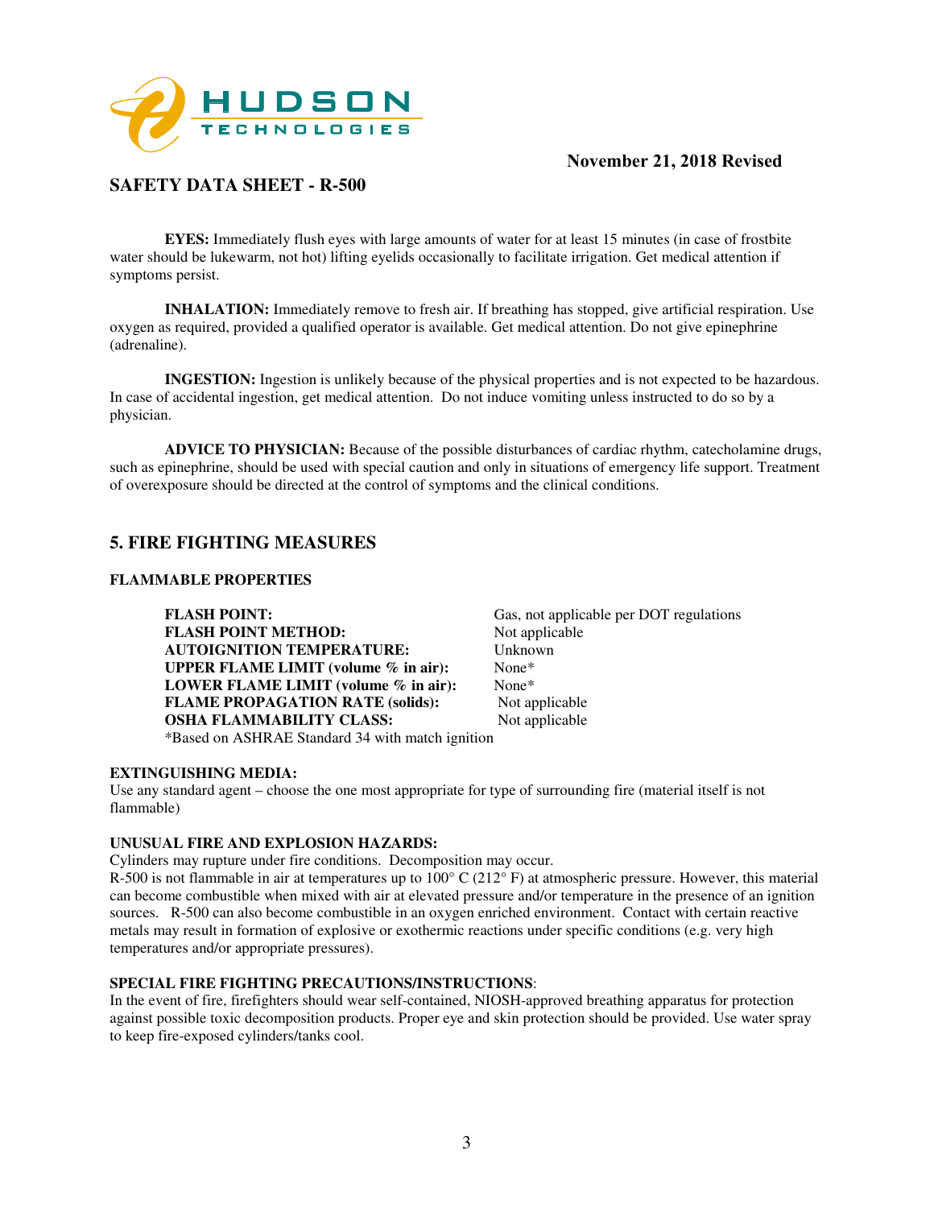**EYES:** Immediately flush eyes with large amounts of water for at least 15 minutes (in case of frostbite water should be lukewarm, not hot) lifting eyelids occasionally to facilitate irrigation. Get medical attention if symptoms persist.

**INHALATION:** Immediately remove to fresh air. If breathing has stopped, give artificial respiration. Use oxygen as required, provided a qualified operator is available. Get medical attention. Do not give epinephrine (adrenaline).

**INGESTION:** Ingestion is unlikely because of the physical properties and is not expected to be hazardous. In case of accidental ingestion, get medical attention. Do not induce vomiting unless instructed to do so by a physician.

**ADVICE TO PHYSICIAN:** Because of the possible disturbances of cardiac rhythm, catecholamine drugs, such as epinephrine, should be used with special caution and only in situations of emergency life support. Treatment of overexposure should be directed at the control of symptoms and the clinical conditions.

## 5. FIRE FIGHTING MEASURES

### FLAMMABLE PROPERTIES

| | |
|---|---|
| **FLASH POINT:** | Gas, not applicable per DOT regulations |
| **FLASH POINT METHOD:** | Not applicable |
| **AUTOIGNITION TEMPERATURE:** | Unknown |
| **UPPER FLAME LIMIT (volume % in air):** | None* |
| **LOWER FLAME LIMIT (volume % in air):** | None* |
| **FLAME PROPAGATION RATE (solids):** | Not applicable |
| **OSHA FLAMMABILITY CLASS:** | Not applicable |

*Based on ASHRAE Standard 34 with match ignition

**EXTINGUISHING MEDIA:**
Use any standard agent – choose the one most appropriate for type of surrounding fire (material itself is not flammable)

**UNUSUAL FIRE AND EXPLOSION HAZARDS:**
Cylinders may rupture under fire conditions. Decomposition may occur.
R-500 is not flammable in air at temperatures up to 100° C (212° F) at atmospheric pressure. However, this material can become combustible when mixed with air at elevated pressure and/or temperature in the presence of an ignition sources. R-500 can also become combustible in an oxygen enriched environment. Contact with certain reactive metals may result in formation of explosive or exothermic reactions under specific conditions (e.g. very high temperatures and/or appropriate pressures).

**SPECIAL FIRE FIGHTING PRECAUTIONS/INSTRUCTIONS**:
In the event of fire, firefighters should wear self-contained, NIOSH-approved breathing apparatus for protection against possible toxic decomposition products. Proper eye and skin protection should be provided. Use water spray to keep fire-exposed cylinders/tanks cool.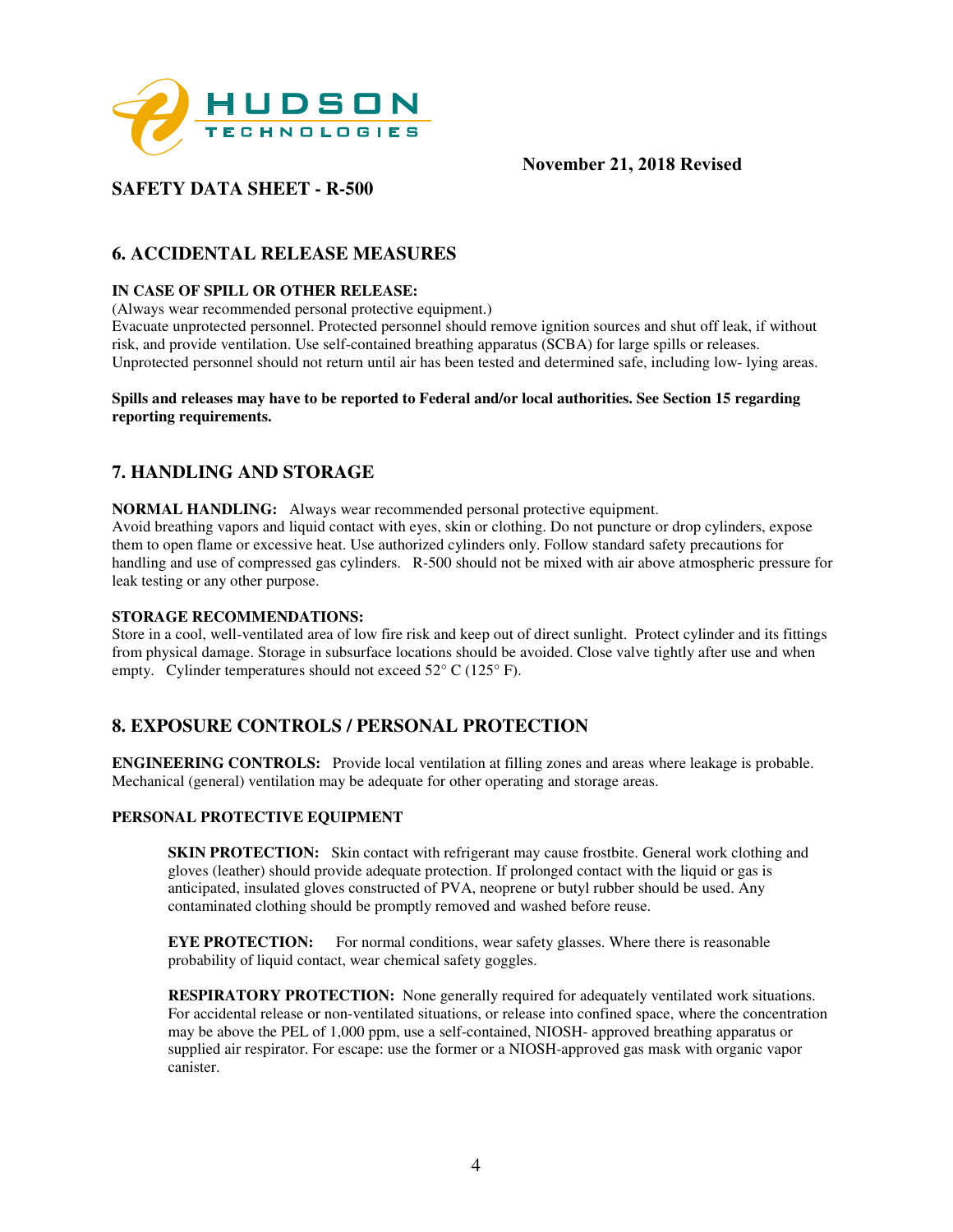## 6. ACCIDENTAL RELEASE MEASURES

**IN CASE OF SPILL OR OTHER RELEASE:**

(Always wear recommended personal protective equipment.)

Evacuate unprotected personnel. Protected personnel should remove ignition sources and shut off leak, if without risk, and provide ventilation. Use self-contained breathing apparatus (SCBA) for large spills or releases. Unprotected personnel should not return until air has been tested and determined safe, including low- lying areas.

**Spills and releases may have to be reported to Federal and/or local authorities. See Section 15 regarding reporting requirements.**

## 7. HANDLING AND STORAGE

**NORMAL HANDLING:** Always wear recommended personal protective equipment.

Avoid breathing vapors and liquid contact with eyes, skin or clothing. Do not puncture or drop cylinders, expose them to open flame or excessive heat. Use authorized cylinders only. Follow standard safety precautions for handling and use of compressed gas cylinders. R-500 should not be mixed with air above atmospheric pressure for leak testing or any other purpose.

**STORAGE RECOMMENDATIONS:**

Store in a cool, well-ventilated area of low fire risk and keep out of direct sunlight. Protect cylinder and its fittings from physical damage. Storage in subsurface locations should be avoided. Close valve tightly after use and when empty. Cylinder temperatures should not exceed 52° C (125° F).

## 8. EXPOSURE CONTROLS / PERSONAL PROTECTION

**ENGINEERING CONTROLS:** Provide local ventilation at filling zones and areas where leakage is probable. Mechanical (general) ventilation may be adequate for other operating and storage areas.

**PERSONAL PROTECTIVE EQUIPMENT**

**SKIN PROTECTION:** Skin contact with refrigerant may cause frostbite. General work clothing and gloves (leather) should provide adequate protection. If prolonged contact with the liquid or gas is anticipated, insulated gloves constructed of PVA, neoprene or butyl rubber should be used. Any contaminated clothing should be promptly removed and washed before reuse.

**EYE PROTECTION:** For normal conditions, wear safety glasses. Where there is reasonable probability of liquid contact, wear chemical safety goggles.

**RESPIRATORY PROTECTION:** None generally required for adequately ventilated work situations. For accidental release or non-ventilated situations, or release into confined space, where the concentration may be above the PEL of 1,000 ppm, use a self-contained, NIOSH- approved breathing apparatus or supplied air respirator. For escape: use the former or a NIOSH-approved gas mask with organic vapor canister.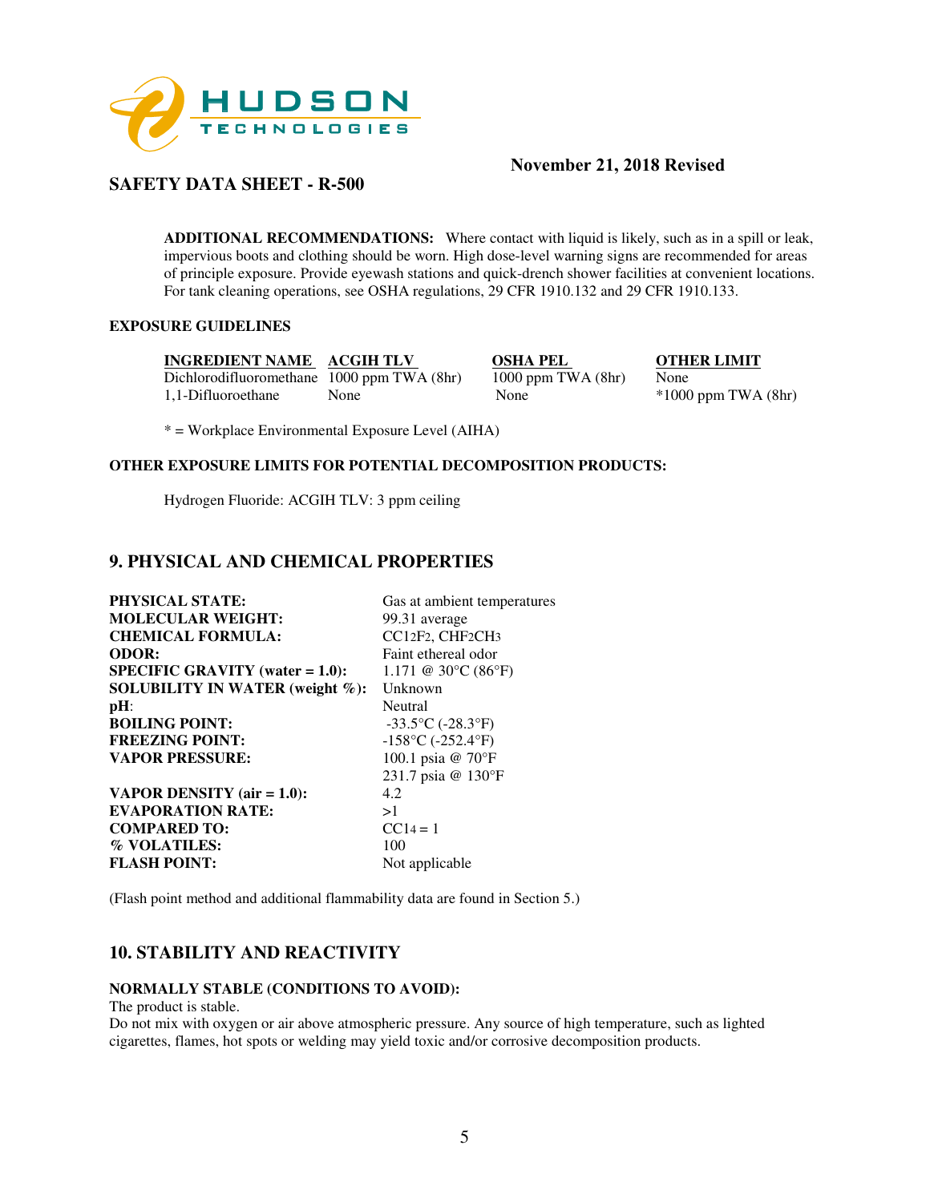November 21, 2018 Revised

**SAFETY DATA SHEET - R-500**

**ADDITIONAL RECOMMENDATIONS:** Where contact with liquid is likely, such as in a spill or leak, impervious boots and clothing should be worn. High dose-level warning signs are recommended for areas of principle exposure. Provide eyewash stations and quick-drench shower facilities at convenient locations. For tank cleaning operations, see OSHA regulations, 29 CFR 1910.132 and 29 CFR 1910.133.

**EXPOSURE GUIDELINES**

| INGREDIENT NAME | ACGIH TLV | OSHA PEL | OTHER LIMIT |
|---|---|---|---|
| Dichlorodifluoromethane | 1000 ppm TWA (8hr) | 1000 ppm TWA (8hr) | None |
| 1,1-Difluoroethane | None | None | *1000 ppm TWA (8hr) |

* = Workplace Environmental Exposure Level (AIHA)

**OTHER EXPOSURE LIMITS FOR POTENTIAL DECOMPOSITION PRODUCTS:**

Hydrogen Fluoride: ACGIH TLV: 3 ppm ceiling

## 9. PHYSICAL AND CHEMICAL PROPERTIES

| | |
|---|---|
| **PHYSICAL STATE:** | Gas at ambient temperatures |
| **MOLECULAR WEIGHT:** | 99.31 average |
| **CHEMICAL FORMULA:** | $CCl_2F_2$, $CHF_2CH_3$ |
| **ODOR:** | Faint ethereal odor |
| **SPECIFIC GRAVITY (water = 1.0):** | 1.171 @ 30°C (86°F) |
| **SOLUBILITY IN WATER (weight %):** | Unknown |
| **pH:** | Neutral |
| **BOILING POINT:** | -33.5°C (-28.3°F) |
| **FREEZING POINT:** | -158°C (-252.4°F) |
| **VAPOR PRESSURE:** | 100.1 psia @ 70°F<br>231.7 psia @ 130°F |
| **VAPOR DENSITY (air = 1.0):** | 4.2 |
| **EVAPORATION RATE:** | >1 |
| **COMPARED TO:** | $CCl_4$ = 1 |
| **% VOLATILES:** | 100 |
| **FLASH POINT:** | Not applicable |

(Flash point method and additional flammability data are found in Section 5.)

## 10. STABILITY AND REACTIVITY

**NORMALLY STABLE (CONDITIONS TO AVOID):**

The product is stable.

Do not mix with oxygen or air above atmospheric pressure. Any source of high temperature, such as lighted cigarettes, flames, hot spots or welding may yield toxic and/or corrosive decomposition products.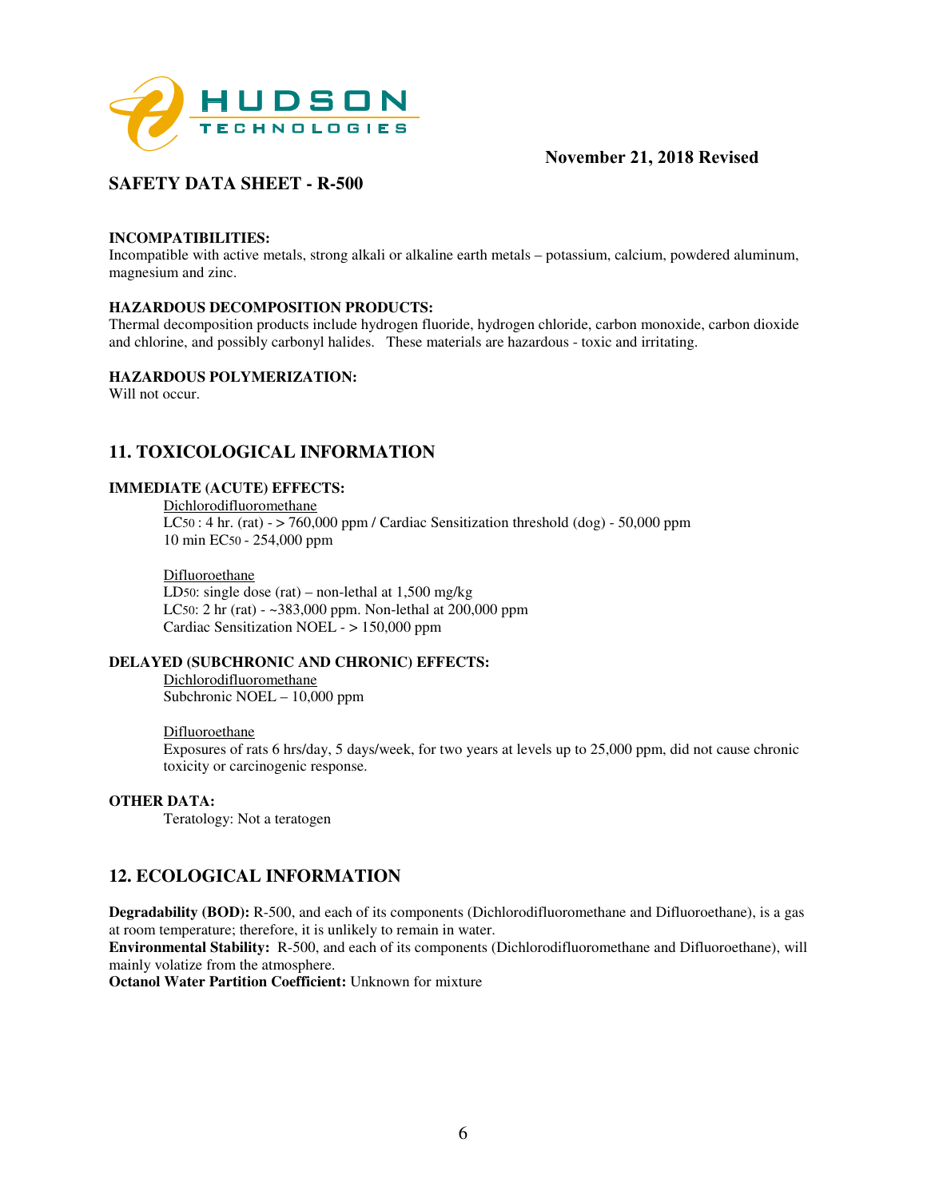**INCOMPATIBILITIES:**
Incompatible with active metals, strong alkali or alkaline earth metals – potassium, calcium, powdered aluminum, magnesium and zinc.

**HAZARDOUS DECOMPOSITION PRODUCTS:**
Thermal decomposition products include hydrogen fluoride, hydrogen chloride, carbon monoxide, carbon dioxide and chlorine, and possibly carbonyl halides. These materials are hazardous - toxic and irritating.

**HAZARDOUS POLYMERIZATION:**
Will not occur.

## 11. TOXICOLOGICAL INFORMATION

**IMMEDIATE (ACUTE) EFFECTS:**

Dichlorodifluoromethane
$LC_{50}$ : 4 hr. (rat) - > 760,000 ppm / Cardiac Sensitization threshold (dog) - 50,000 ppm
10 min $EC_{50}$ - 254,000 ppm

Difluoroethane
$LD_{50}$: single dose (rat) – non-lethal at 1,500 mg/kg
$LC_{50}$: 2 hr (rat) - ~383,000 ppm. Non-lethal at 200,000 ppm
Cardiac Sensitization NOEL - > 150,000 ppm

**DELAYED (SUBCHRONIC AND CHRONIC) EFFECTS:**

Dichlorodifluoromethane
Subchronic NOEL – 10,000 ppm

Difluoroethane
Exposures of rats 6 hrs/day, 5 days/week, for two years at levels up to 25,000 ppm, did not cause chronic toxicity or carcinogenic response.

**OTHER DATA:**

Teratology: Not a teratogen

## 12. ECOLOGICAL INFORMATION

**Degradability (BOD):** R-500, and each of its components (Dichlorodifluoromethane and Difluoroethane), is a gas at room temperature; therefore, it is unlikely to remain in water.
**Environmental Stability:** R-500, and each of its components (Dichlorodifluoromethane and Difluoroethane), will mainly volatize from the atmosphere.
**Octanol Water Partition Coefficient:** Unknown for mixture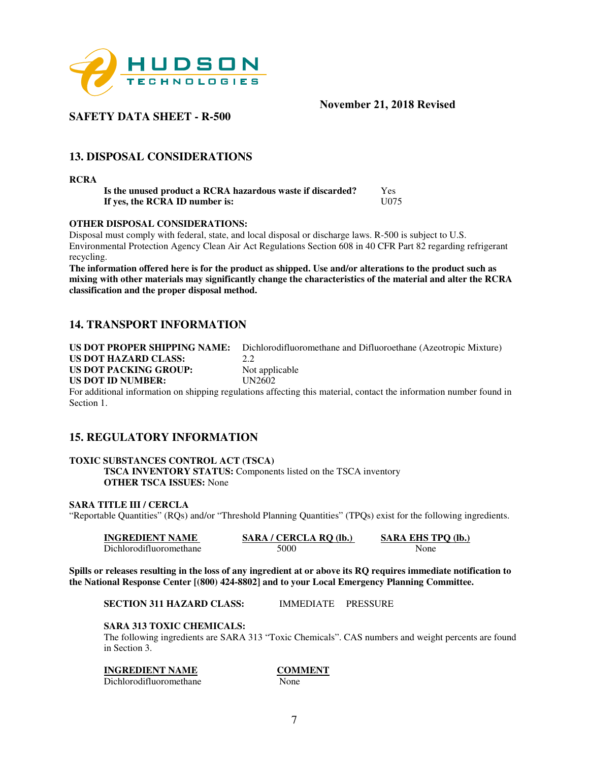November 21, 2018 Revised

**SAFETY DATA SHEET - R-500**

## 13. DISPOSAL CONSIDERATIONS

**RCRA**

| | |
|---|---|
| **Is the unused product a RCRA hazardous waste if discarded?** | Yes |
| **If yes, the RCRA ID number is:** | U075 |

**OTHER DISPOSAL CONSIDERATIONS:**

Disposal must comply with federal, state, and local disposal or discharge laws. R-500 is subject to U.S. Environmental Protection Agency Clean Air Act Regulations Section 608 in 40 CFR Part 82 regarding refrigerant recycling.

**The information offered here is for the product as shipped. Use and/or alterations to the product such as mixing with other materials may significantly change the characteristics of the material and alter the RCRA classification and the proper disposal method.**

## 14. TRANSPORT INFORMATION

| | |
|---|---|
| **US DOT PROPER SHIPPING NAME:** | Dichlorodifluoromethane and Difluoroethane (Azeotropic Mixture) |
| **US DOT HAZARD CLASS:** | 2.2 |
| **US DOT PACKING GROUP:** | Not applicable |
| **US DOT ID NUMBER:** | UN2602 |

For additional information on shipping regulations affecting this material, contact the information number found in Section 1.

## 15. REGULATORY INFORMATION

**TOXIC SUBSTANCES CONTROL ACT (TSCA)**

**TSCA INVENTORY STATUS:** Components listed on the TSCA inventory
**OTHER TSCA ISSUES:** None

**SARA TITLE III / CERCLA**

"Reportable Quantities" (RQs) and/or "Threshold Planning Quantities" (TPQs) exist for the following ingredients.

| INGREDIENT NAME | SARA / CERCLA RQ (lb.) | SARA EHS TPQ (lb.) |
|---|---|---|
| Dichlorodifluoromethane | 5000 | None |

**Spills or releases resulting in the loss of any ingredient at or above its RQ requires immediate notification to the National Response Center [(800) 424-8802] and to your Local Emergency Planning Committee.**

**SECTION 311 HAZARD CLASS:** IMMEDIATE PRESSURE

**SARA 313 TOXIC CHEMICALS:**

The following ingredients are SARA 313 "Toxic Chemicals". CAS numbers and weight percents are found in Section 3.

| INGREDIENT NAME | COMMENT |
|---|---|
| Dichlorodifluoromethane | None |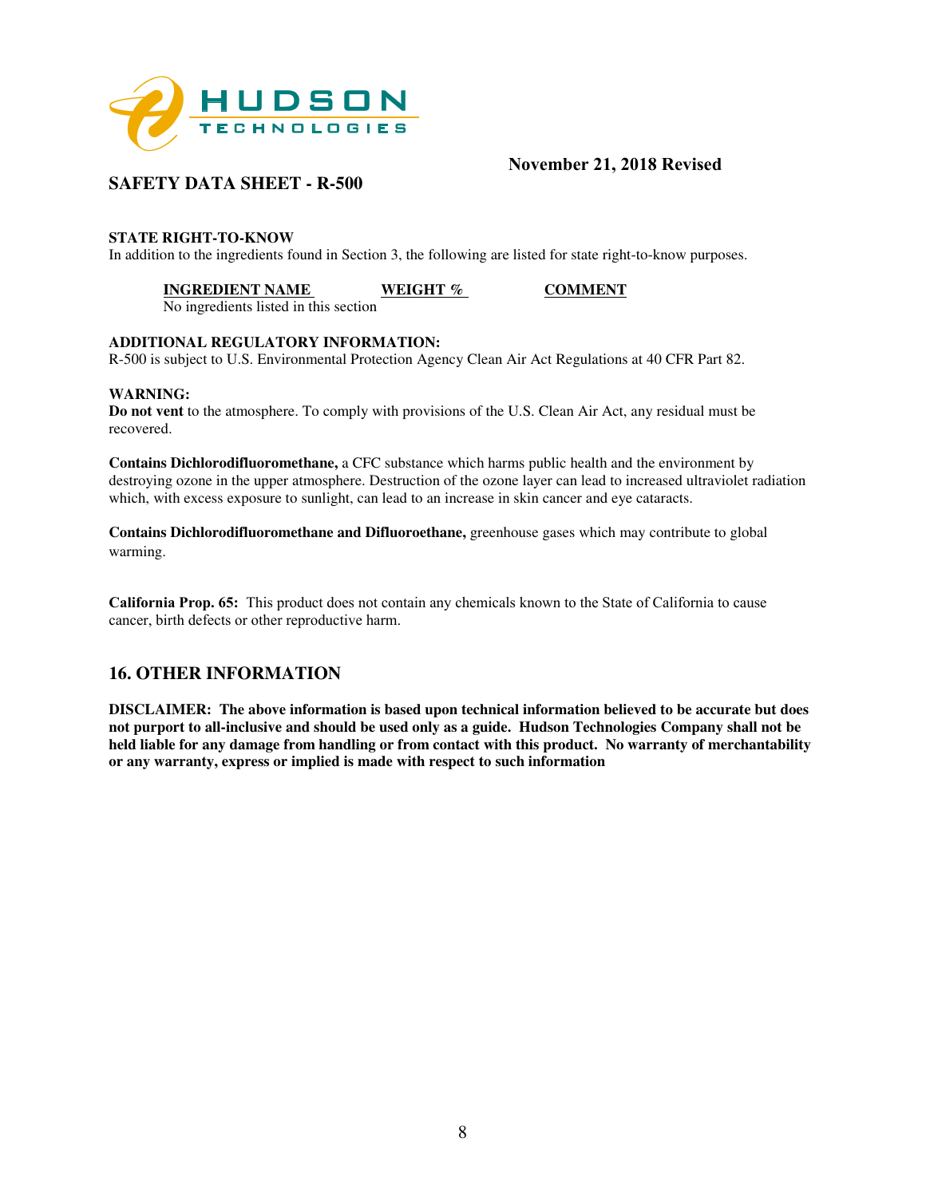**HUDSON TECHNOLOGIES**

**November 21, 2018 Revised**

## SAFETY DATA SHEET - R-500

**STATE RIGHT-TO-KNOW**
In addition to the ingredients found in Section 3, the following are listed for state right-to-know purposes.

| INGREDIENT NAME | WEIGHT % | COMMENT |
| --- | --- | --- |
| No ingredients listed in this section | | |

**ADDITIONAL REGULATORY INFORMATION:**
R-500 is subject to U.S. Environmental Protection Agency Clean Air Act Regulations at 40 CFR Part 82.

**WARNING:**
**Do not vent** to the atmosphere. To comply with provisions of the U.S. Clean Air Act, any residual must be recovered.

**Contains Dichlorodifluoromethane,** a CFC substance which harms public health and the environment by destroying ozone in the upper atmosphere. Destruction of the ozone layer can lead to increased ultraviolet radiation which, with excess exposure to sunlight, can lead to an increase in skin cancer and eye cataracts.

**Contains Dichlorodifluoromethane and Difluoroethane,** greenhouse gases which may contribute to global warming.

**California Prop. 65:** This product does not contain any chemicals known to the State of California to cause cancer, birth defects or other reproductive harm.

## 16. OTHER INFORMATION

**DISCLAIMER: The above information is based upon technical information believed to be accurate but does not purport to all-inclusive and should be used only as a guide. Hudson Technologies Company shall not be held liable for any damage from handling or from contact with this product. No warranty of merchantability or any warranty, express or implied is made with respect to such information**